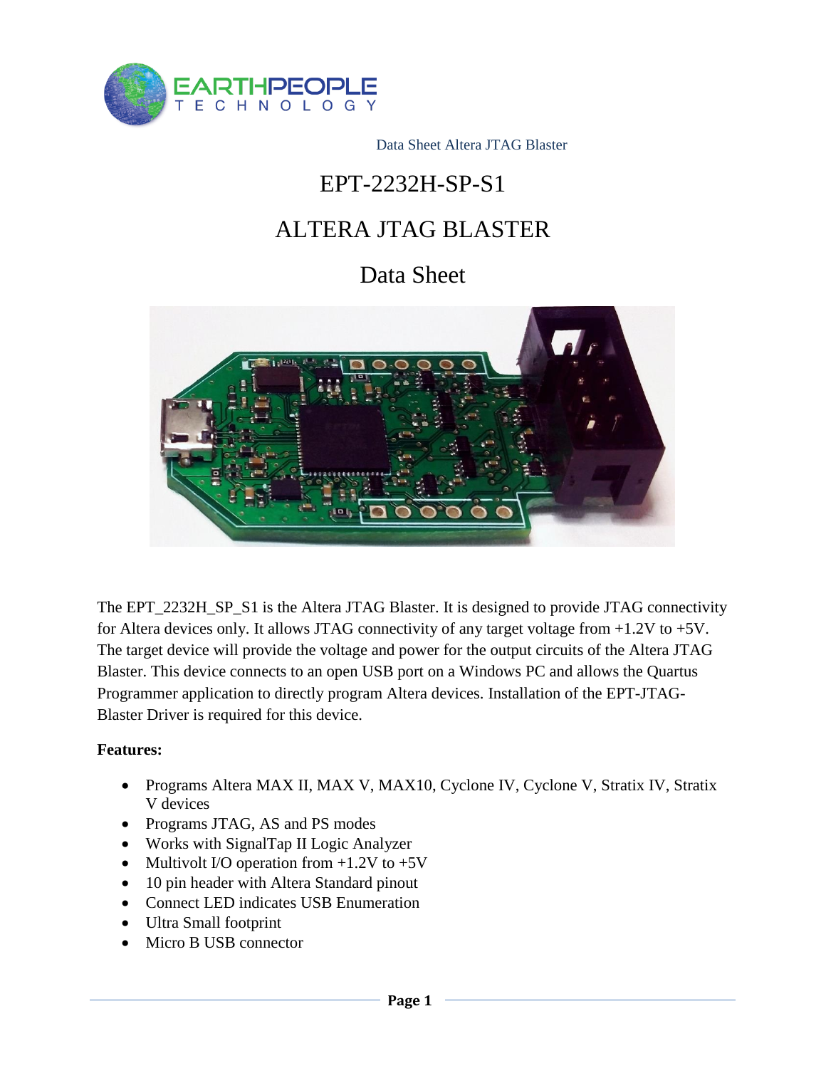Data Sheet Altera JTAG Blaster

# EPT-2232H-SP-S1

# ALTERA JTAG BLASTER

# Data Sheet

The EPT_2232H_SP_S1 is the Altera JTAG Blaster. It is designed to provide JTAG connectivity for Altera devices only. It allows JTAG connectivity of any target voltage from +1.2V to +5V. The target device will provide the voltage and power for the output circuits of the Altera JTAG Blaster. This device connects to an open USB port on a Windows PC and allows the Quartus Programmer application to directly program Altera devices. Installation of the EPT-JTAG-Blaster Driver is required for this device.

**Features:**

- Programs Altera MAX II, MAX V, MAX10, Cyclone IV, Cyclone V, Stratix IV, Stratix V devices
- Programs JTAG, AS and PS modes
- Works with SignalTap II Logic Analyzer
- Multivolt I/O operation from +1.2V to +5V
- 10 pin header with Altera Standard pinout
- Connect LED indicates USB Enumeration
- Ultra Small footprint
- Micro B USB connector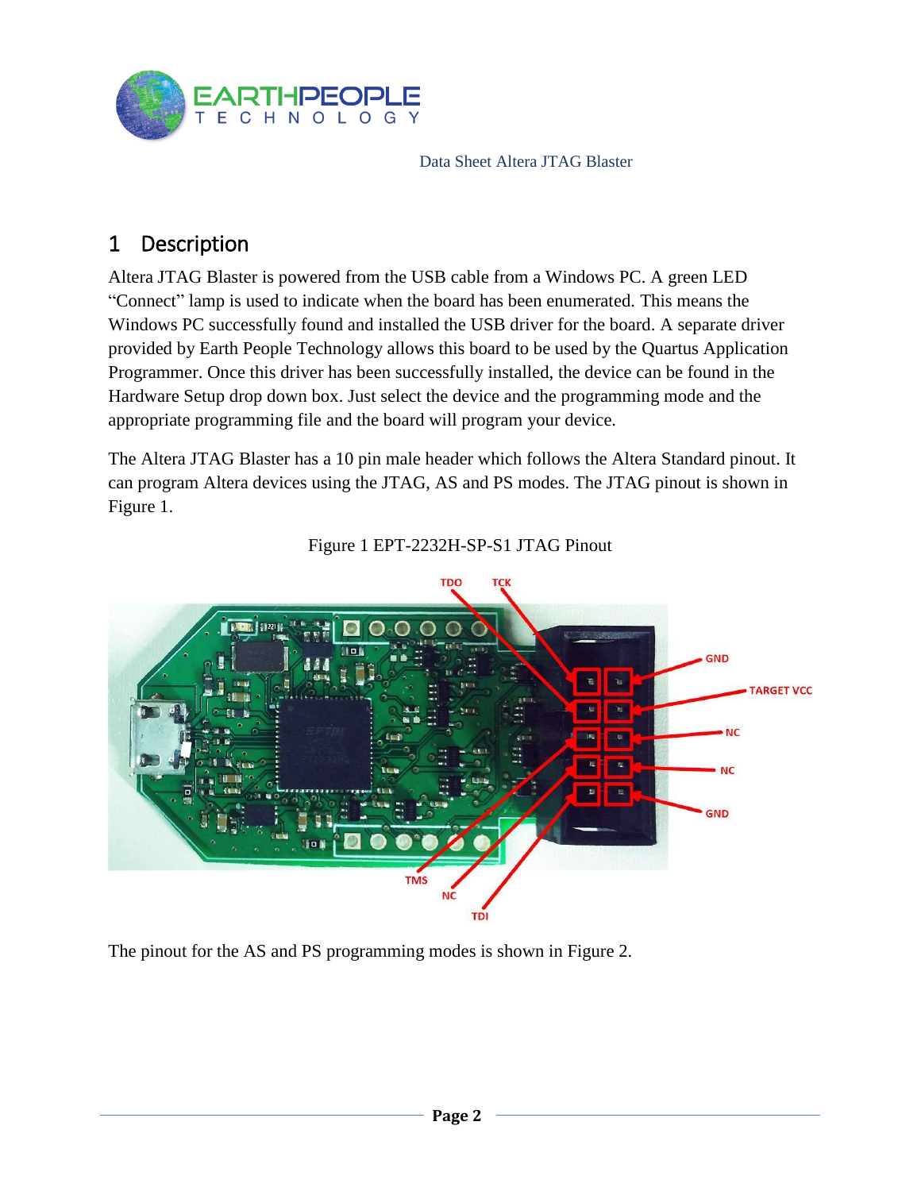# 1 Description

Altera JTAG Blaster is powered from the USB cable from a Windows PC. A green LED "Connect" lamp is used to indicate when the board has been enumerated. This means the Windows PC successfully found and installed the USB driver for the board. A separate driver provided by Earth People Technology allows this board to be used by the Quartus Application Programmer. Once this driver has been successfully installed, the device can be found in the Hardware Setup drop down box. Just select the device and the programming mode and the appropriate programming file and the board will program your device.

The Altera JTAG Blaster has a 10 pin male header which follows the Altera Standard pinout. It can program Altera devices using the JTAG, AS and PS modes. The JTAG pinout is shown in Figure 1.

Figure 1 EPT-2232H-SP-S1 JTAG Pinout

TDO
TCK
GND
TARGET VCC
NC
NC
GND
TMS
NC
TDI

The pinout for the AS and PS programming modes is shown in Figure 2.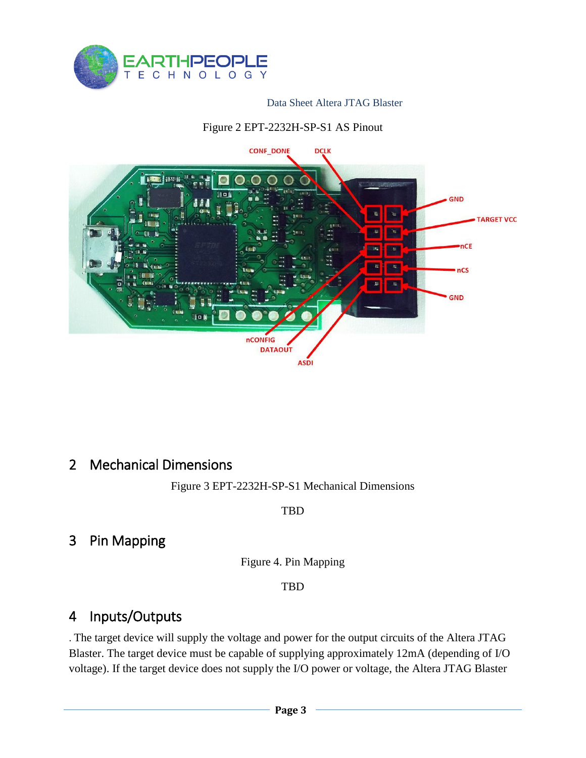Figure 2 EPT-2232H-SP-S1 AS Pinout

CONF_DONE
DCLK
GND
TARGET VCC
nCE
nCS
GND
nCONFIG
DATAOUT
ASDI

## 2 Mechanical Dimensions

Figure 3 EPT-2232H-SP-S1 Mechanical Dimensions

TBD

## 3 Pin Mapping

Figure 4. Pin Mapping

TBD

## 4 Inputs/Outputs

. The target device will supply the voltage and power for the output circuits of the Altera JTAG Blaster. The target device must be capable of supplying approximately 12mA (depending of I/O voltage). If the target device does not supply the I/O power or voltage, the Altera JTAG Blaster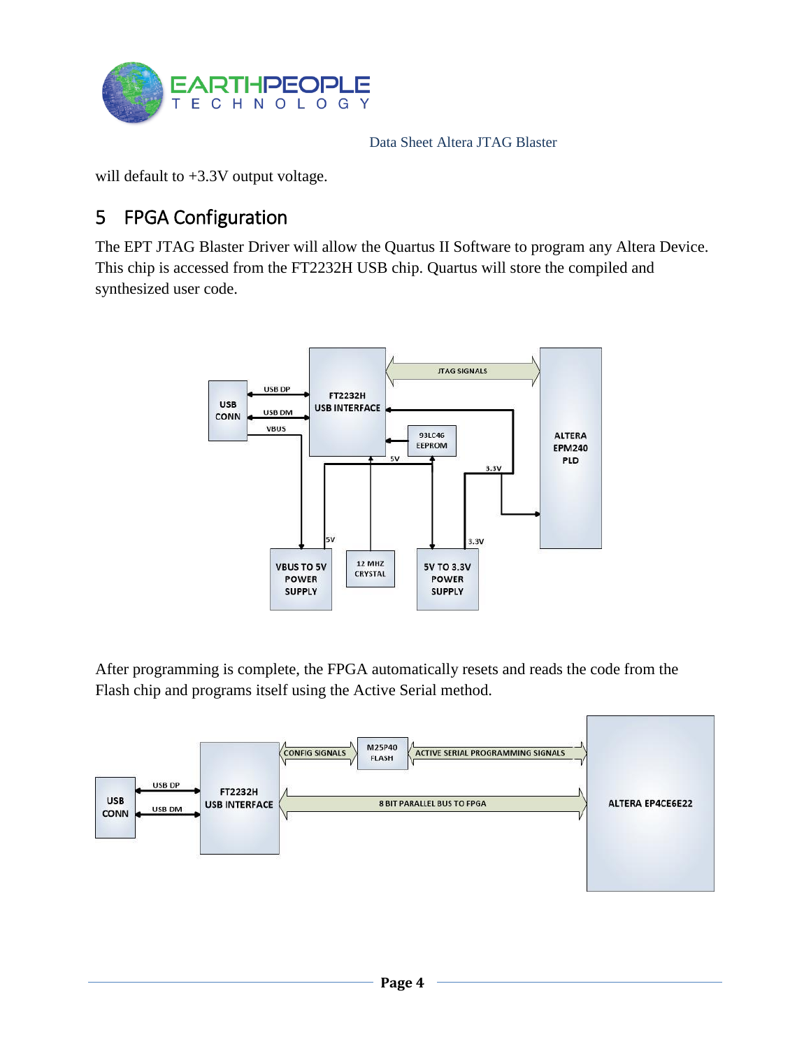will default to +3.3V output voltage.

# 5 FPGA Configuration

The EPT JTAG Blaster Driver will allow the Quartus II Software to program any Altera Device. This chip is accessed from the FT2232H USB chip. Quartus will store the compiled and synthesized user code.

USB CONN
USB DP
USB DM
VBUS
FT2232H USB INTERFACE
JTAG SIGNALS
ALTERA EPM240 PLD
93LC46 EEPROM
5V
3.3V
5V
3.3V
VBUS TO 5V POWER SUPPLY
12 MHZ CRYSTAL
5V TO 3.3V POWER SUPPLY

After programming is complete, the FPGA automatically resets and reads the code from the Flash chip and programs itself using the Active Serial method.

USB CONN
USB DP
USB DM
FT2232H USB INTERFACE
CONFIG SIGNALS
M25P40 FLASH
ACTIVE SERIAL PROGRAMMING SIGNALS
8 BIT PARALLEL BUS TO FPGA
ALTERA EP4CE6E22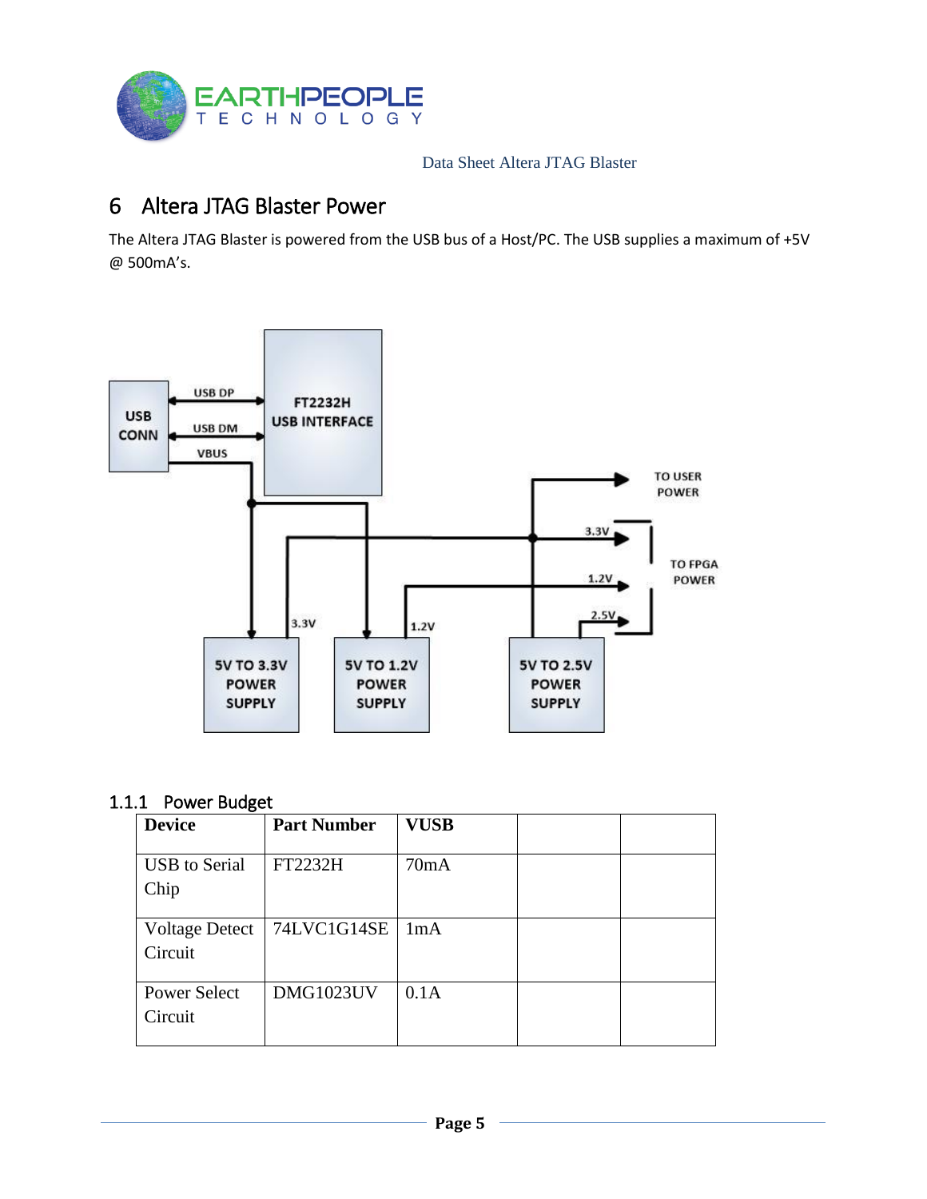# 6 Altera JTAG Blaster Power

The Altera JTAG Blaster is powered from the USB bus of a Host/PC. The USB supplies a maximum of +5V @ 500mA's.

USB CONN
USB DP
USB DM
VBUS
FT2232H USB INTERFACE
TO USER POWER
3.3V
1.2V
2.5V
TO FPGA POWER
3.3V
1.2V
5V TO 3.3V POWER SUPPLY
5V TO 1.2V POWER SUPPLY
5V TO 2.5V POWER SUPPLY

### 1.1.1 Power Budget

| Device | Part Number | VUSB | | |
|---|---|---|---|---|
| USB to Serial Chip | FT2232H | 70mA | | |
| Voltage Detect Circuit | 74LVC1G14SE | 1mA | | |
| Power Select Circuit | DMG1023UV | 0.1A | | |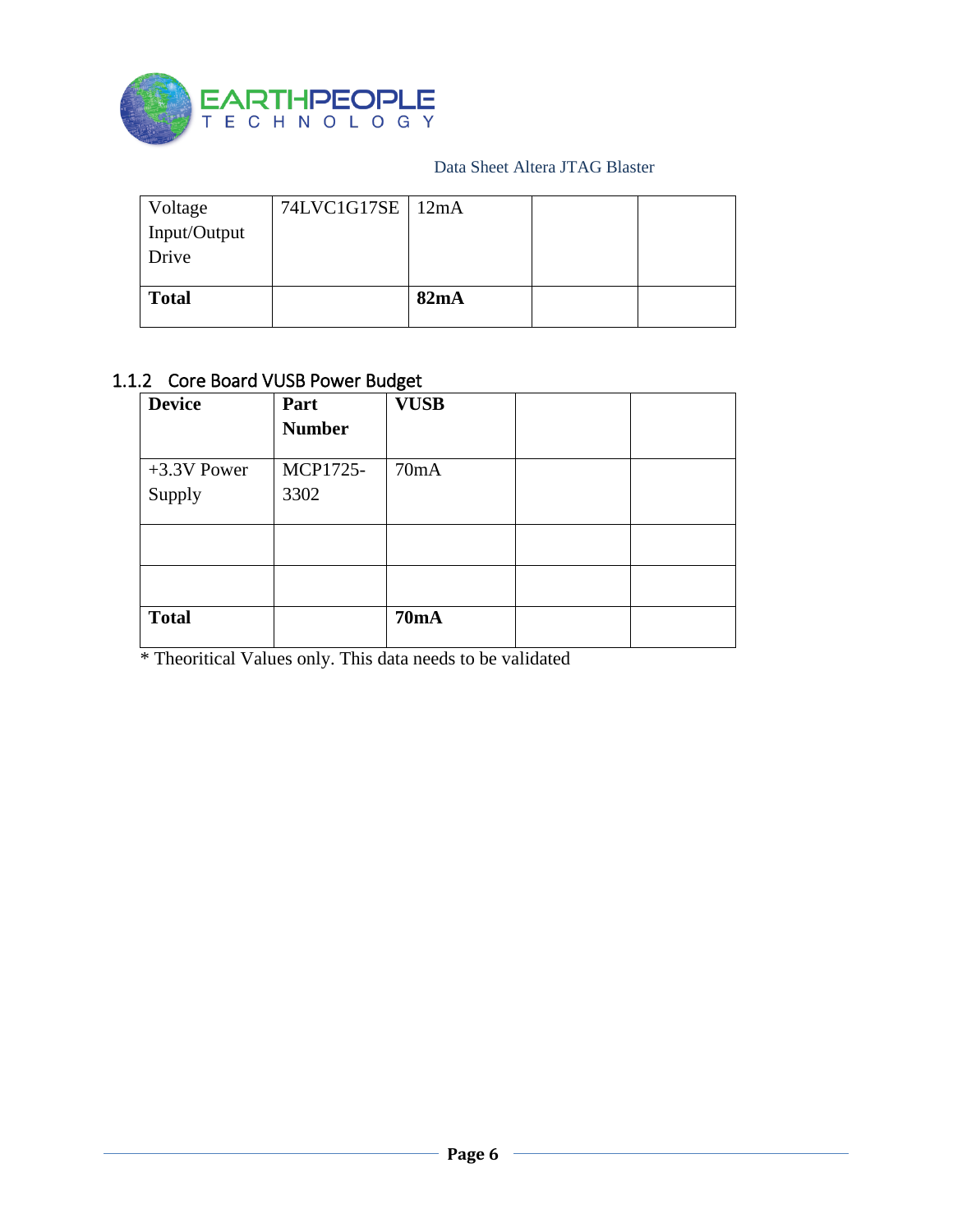| | | | | |
|---|---|---|---|---|
| Voltage Input/Output Drive | 74LVC1G17SE | 12mA | | |
| **Total** | | **82mA** | | |

### 1.1.2 Core Board VUSB Power Budget

| **Device** | **Part Number** | **VUSB** | | |
|---|---|---|---|---|
| +3.3V Power Supply | MCP1725-3302 | 70mA | | |
| | | | | |
| | | | | |
| **Total** | | **70mA** | | |

* Theoritical Values only. This data needs to be validated